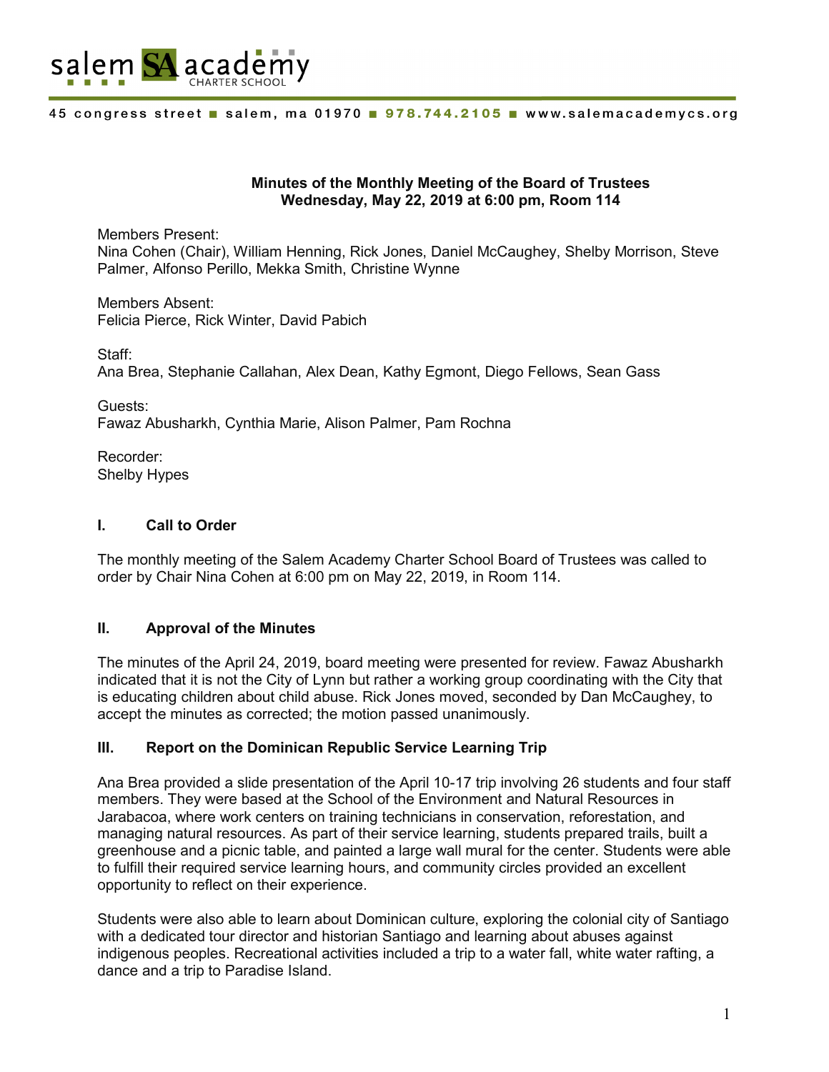salem SA academy CHARTER SCHOOL

45 congress street ■ salem, ma 01970 ■ 978.744.2105 ■ www.salemacademycs.org

**Minutes of the Monthly Meeting of the Board of Trustees**
**Wednesday, May 22, 2019 at 6:00 pm, Room 114**

Members Present:
Nina Cohen (Chair), William Henning, Rick Jones, Daniel McCaughey, Shelby Morrison, Steve Palmer, Alfonso Perillo, Mekka Smith, Christine Wynne

Members Absent:
Felicia Pierce, Rick Winter, David Pabich

Staff:
Ana Brea, Stephanie Callahan, Alex Dean, Kathy Egmont, Diego Fellows, Sean Gass

Guests:
Fawaz Abusharkh, Cynthia Marie, Alison Palmer, Pam Rochna

Recorder:
Shelby Hypes

## I. Call to Order

The monthly meeting of the Salem Academy Charter School Board of Trustees was called to order by Chair Nina Cohen at 6:00 pm on May 22, 2019, in Room 114.

## II. Approval of the Minutes

The minutes of the April 24, 2019, board meeting were presented for review. Fawaz Abusharkh indicated that it is not the City of Lynn but rather a working group coordinating with the City that is educating children about child abuse. Rick Jones moved, seconded by Dan McCaughey, to accept the minutes as corrected; the motion passed unanimously.

## III. Report on the Dominican Republic Service Learning Trip

Ana Brea provided a slide presentation of the April 10-17 trip involving 26 students and four staff members. They were based at the School of the Environment and Natural Resources in Jarabacoa, where work centers on training technicians in conservation, reforestation, and managing natural resources. As part of their service learning, students prepared trails, built a greenhouse and a picnic table, and painted a large wall mural for the center. Students were able to fulfill their required service learning hours, and community circles provided an excellent opportunity to reflect on their experience.

Students were also able to learn about Dominican culture, exploring the colonial city of Santiago with a dedicated tour director and historian Santiago and learning about abuses against indigenous peoples. Recreational activities included a trip to a water fall, white water rafting, a dance and a trip to Paradise Island.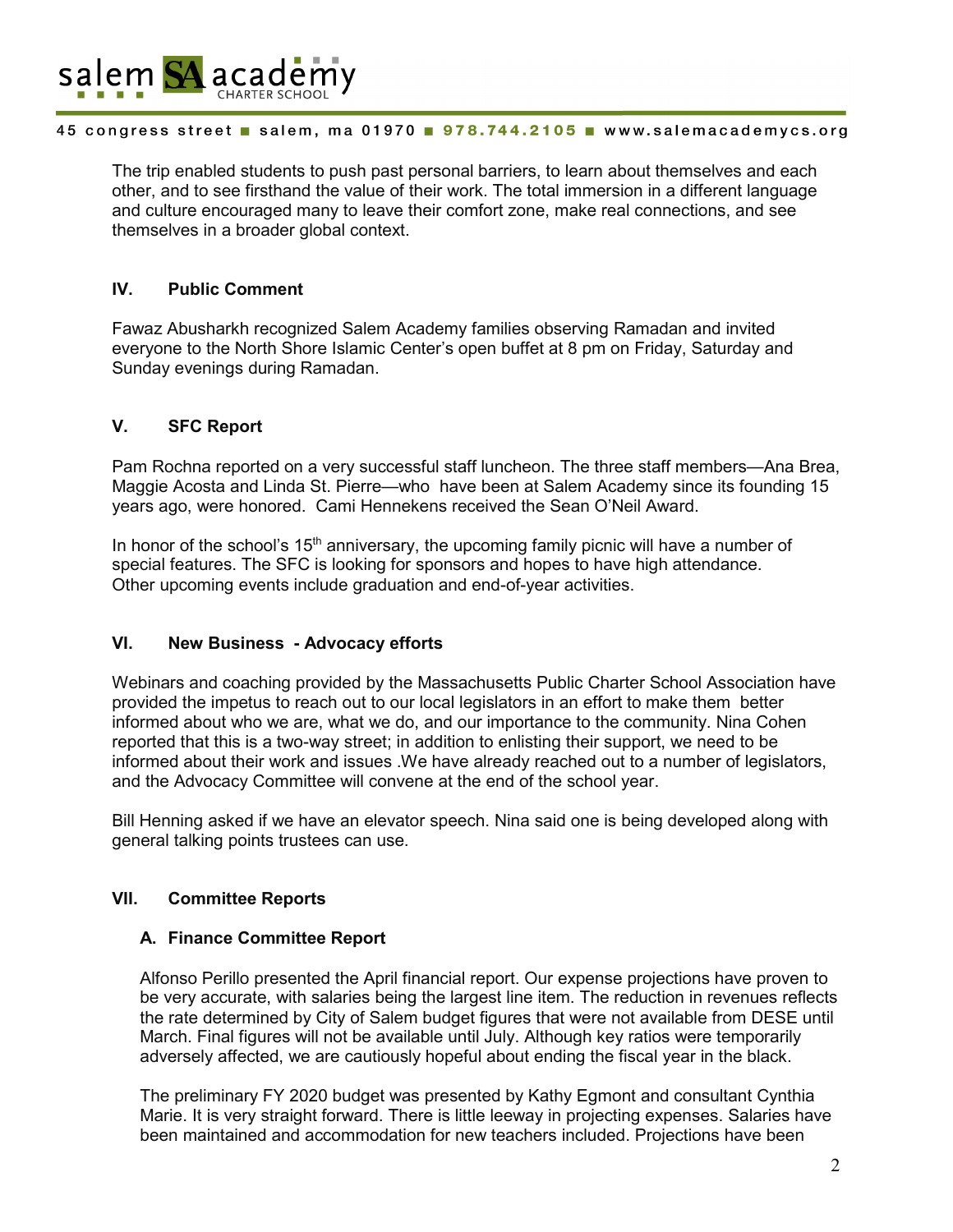The trip enabled students to push past personal barriers, to learn about themselves and each other, and to see firsthand the value of their work. The total immersion in a different language and culture encouraged many to leave their comfort zone, make real connections, and see themselves in a broader global context.

## IV. Public Comment

Fawaz Abusharkh recognized Salem Academy families observing Ramadan and invited everyone to the North Shore Islamic Center's open buffet at 8 pm on Friday, Saturday and Sunday evenings during Ramadan.

## V. SFC Report

Pam Rochna reported on a very successful staff luncheon. The three staff members—Ana Brea, Maggie Acosta and Linda St. Pierre—who have been at Salem Academy since its founding 15 years ago, were honored. Cami Hennekens received the Sean O'Neil Award.

In honor of the school's 15th anniversary, the upcoming family picnic will have a number of special features. The SFC is looking for sponsors and hopes to have high attendance. Other upcoming events include graduation and end-of-year activities.

## VI. New Business - Advocacy efforts

Webinars and coaching provided by the Massachusetts Public Charter School Association have provided the impetus to reach out to our local legislators in an effort to make them better informed about who we are, what we do, and our importance to the community. Nina Cohen reported that this is a two-way street; in addition to enlisting their support, we need to be informed about their work and issues .We have already reached out to a number of legislators, and the Advocacy Committee will convene at the end of the school year.

Bill Henning asked if we have an elevator speech. Nina said one is being developed along with general talking points trustees can use.

## VII. Committee Reports

### A. Finance Committee Report

Alfonso Perillo presented the April financial report. Our expense projections have proven to be very accurate, with salaries being the largest line item. The reduction in revenues reflects the rate determined by City of Salem budget figures that were not available from DESE until March. Final figures will not be available until July. Although key ratios were temporarily adversely affected, we are cautiously hopeful about ending the fiscal year in the black.

The preliminary FY 2020 budget was presented by Kathy Egmont and consultant Cynthia Marie. It is very straight forward. There is little leeway in projecting expenses. Salaries have been maintained and accommodation for new teachers included. Projections have been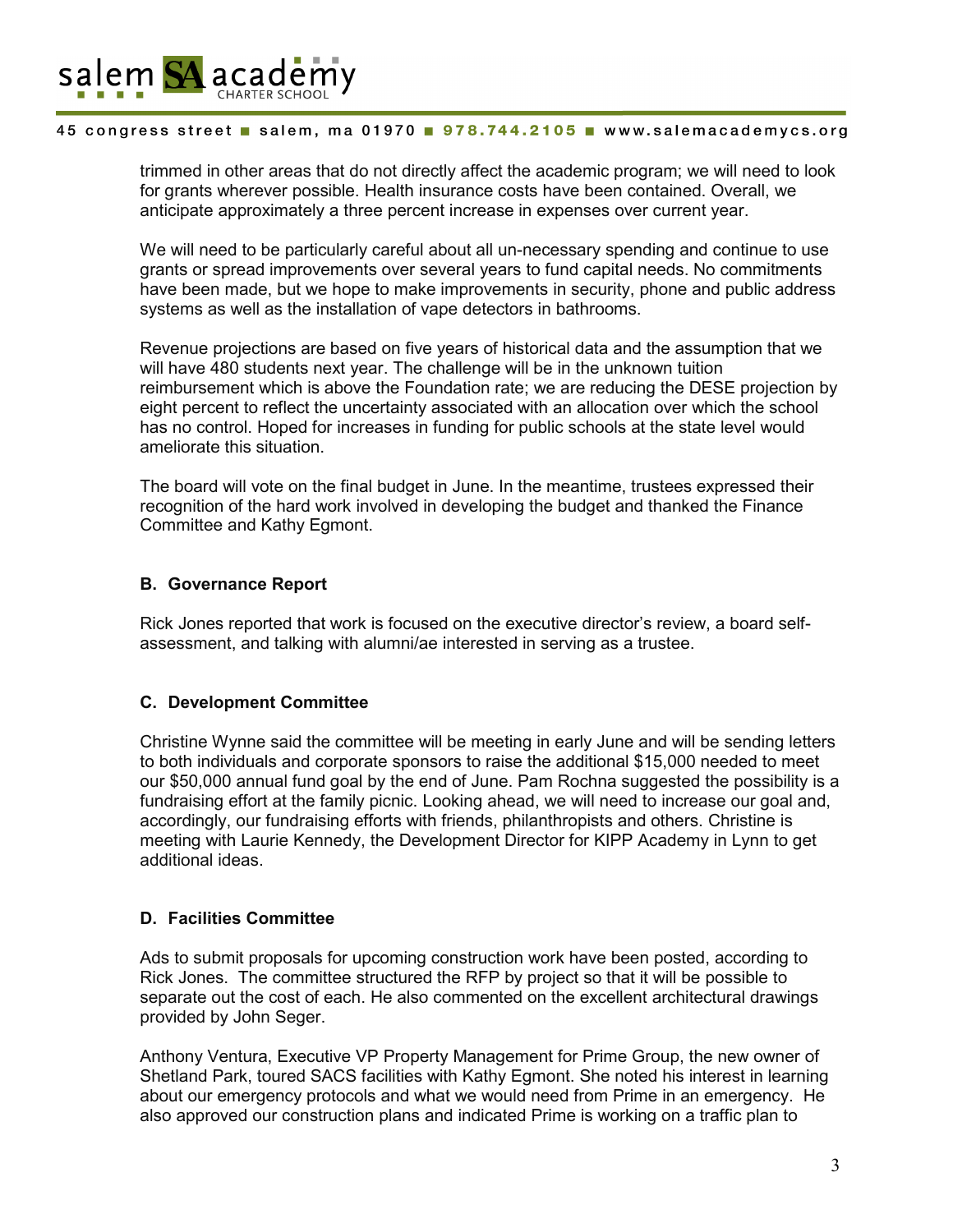trimmed in other areas that do not directly affect the academic program; we will need to look for grants wherever possible. Health insurance costs have been contained. Overall, we anticipate approximately a three percent increase in expenses over current year.

We will need to be particularly careful about all un-necessary spending and continue to use grants or spread improvements over several years to fund capital needs. No commitments have been made, but we hope to make improvements in security, phone and public address systems as well as the installation of vape detectors in bathrooms.

Revenue projections are based on five years of historical data and the assumption that we will have 480 students next year. The challenge will be in the unknown tuition reimbursement which is above the Foundation rate; we are reducing the DESE projection by eight percent to reflect the uncertainty associated with an allocation over which the school has no control. Hoped for increases in funding for public schools at the state level would ameliorate this situation.

The board will vote on the final budget in June. In the meantime, trustees expressed their recognition of the hard work involved in developing the budget and thanked the Finance Committee and Kathy Egmont.

### B. Governance Report

Rick Jones reported that work is focused on the executive director's review, a board self-assessment, and talking with alumni/ae interested in serving as a trustee.

### C. Development Committee

Christine Wynne said the committee will be meeting in early June and will be sending letters to both individuals and corporate sponsors to raise the additional $15,000 needed to meet our $50,000 annual fund goal by the end of June. Pam Rochna suggested the possibility is a fundraising effort at the family picnic. Looking ahead, we will need to increase our goal and, accordingly, our fundraising efforts with friends, philanthropists and others. Christine is meeting with Laurie Kennedy, the Development Director for KIPP Academy in Lynn to get additional ideas.

### D. Facilities Committee

Ads to submit proposals for upcoming construction work have been posted, according to Rick Jones. The committee structured the RFP by project so that it will be possible to separate out the cost of each. He also commented on the excellent architectural drawings provided by John Seger.

Anthony Ventura, Executive VP Property Management for Prime Group, the new owner of Shetland Park, toured SACS facilities with Kathy Egmont. She noted his interest in learning about our emergency protocols and what we would need from Prime in an emergency. He also approved our construction plans and indicated Prime is working on a traffic plan to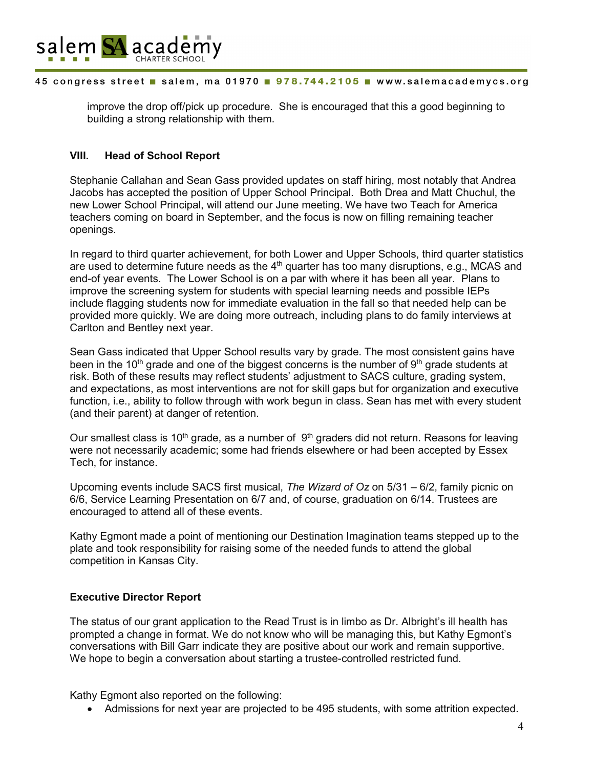improve the drop off/pick up procedure. She is encouraged that this a good beginning to building a strong relationship with them.

### VIII. Head of School Report

Stephanie Callahan and Sean Gass provided updates on staff hiring, most notably that Andrea Jacobs has accepted the position of Upper School Principal. Both Drea and Matt Chuchul, the new Lower School Principal, will attend our June meeting. We have two Teach for America teachers coming on board in September, and the focus is now on filling remaining teacher openings.

In regard to third quarter achievement, for both Lower and Upper Schools, third quarter statistics are used to determine future needs as the 4th quarter has too many disruptions, e.g., MCAS and end-of year events. The Lower School is on a par with where it has been all year. Plans to improve the screening system for students with special learning needs and possible IEPs include flagging students now for immediate evaluation in the fall so that needed help can be provided more quickly. We are doing more outreach, including plans to do family interviews at Carlton and Bentley next year.

Sean Gass indicated that Upper School results vary by grade. The most consistent gains have been in the 10th grade and one of the biggest concerns is the number of 9th grade students at risk. Both of these results may reflect students' adjustment to SACS culture, grading system, and expectations, as most interventions are not for skill gaps but for organization and executive function, i.e., ability to follow through with work begun in class. Sean has met with every student (and their parent) at danger of retention.

Our smallest class is 10th grade, as a number of 9th graders did not return. Reasons for leaving were not necessarily academic; some had friends elsewhere or had been accepted by Essex Tech, for instance.

Upcoming events include SACS first musical, *The Wizard of Oz* on 5/31 – 6/2, family picnic on 6/6, Service Learning Presentation on 6/7 and, of course, graduation on 6/14. Trustees are encouraged to attend all of these events.

Kathy Egmont made a point of mentioning our Destination Imagination teams stepped up to the plate and took responsibility for raising some of the needed funds to attend the global competition in Kansas City.

### Executive Director Report

The status of our grant application to the Read Trust is in limbo as Dr. Albright's ill health has prompted a change in format. We do not know who will be managing this, but Kathy Egmont's conversations with Bill Garr indicate they are positive about our work and remain supportive. We hope to begin a conversation about starting a trustee-controlled restricted fund.

Kathy Egmont also reported on the following:

- Admissions for next year are projected to be 495 students, with some attrition expected.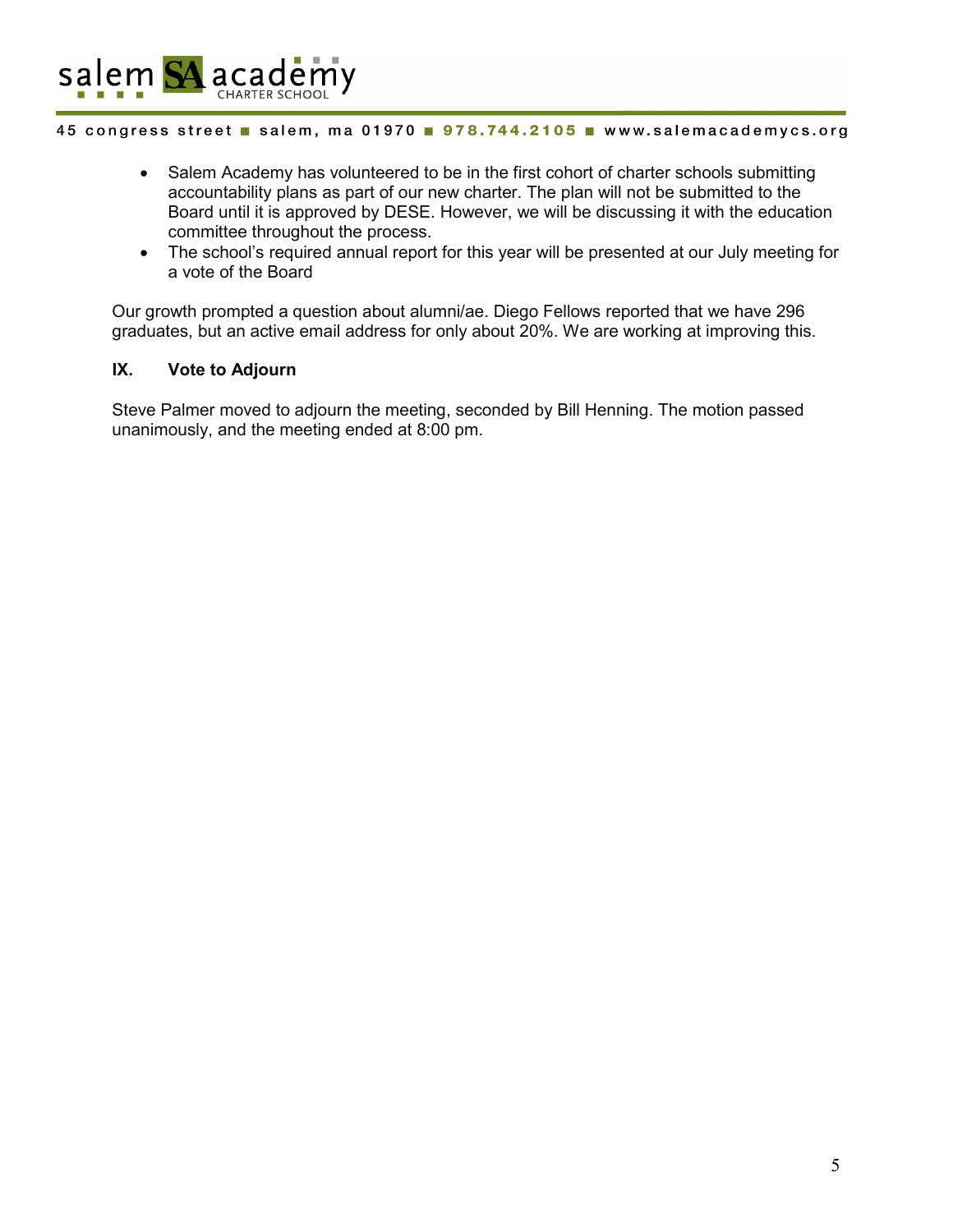- Salem Academy has volunteered to be in the first cohort of charter schools submitting accountability plans as part of our new charter. The plan will not be submitted to the Board until it is approved by DESE. However, we will be discussing it with the education committee throughout the process.
- The school's required annual report for this year will be presented at our July meeting for a vote of the Board

Our growth prompted a question about alumni/ae. Diego Fellows reported that we have 296 graduates, but an active email address for only about 20%. We are working at improving this.

### IX. Vote to Adjourn

Steve Palmer moved to adjourn the meeting, seconded by Bill Henning. The motion passed unanimously, and the meeting ended at 8:00 pm.